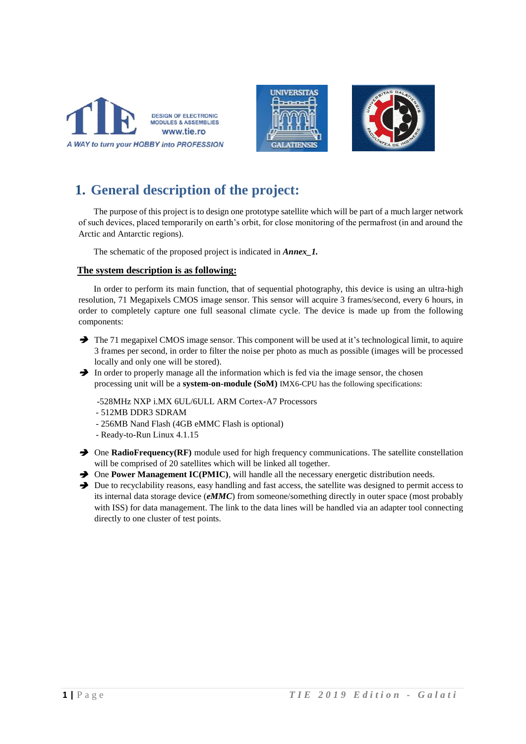## 1. General description of the project:

The purpose of this project is to design one prototype satellite which will be part of a much larger network of such devices, placed temporarily on earth's orbit, for close monitoring of the permafrost (in and around the Arctic and Antarctic regions).

The schematic of the proposed project is indicated in ***Annex_1.***

**The system description is as following:**

In order to perform its main function, that of sequential photography, this device is using an ultra-high resolution, 71 Megapixels CMOS image sensor. This sensor will acquire 3 frames/second, every 6 hours, in order to completely capture one full seasonal climate cycle. The device is made up from the following components:

- The 71 megapixel CMOS image sensor. This component will be used at it's technological limit, to aquire 3 frames per second, in order to filter the noise per photo as much as possible (images will be processed locally and only one will be stored).
- In order to properly manage all the information which is fed via the image sensor, the chosen processing unit will be a **system-on-module (SoM)** IMX6-CPU has the following specifications:

  -528MHz NXP i.MX 6UL/6ULL ARM Cortex-A7 Processors
  - 512MB DDR3 SDRAM
  - 256MB Nand Flash (4GB eMMC Flash is optional)
  - Ready-to-Run Linux 4.1.15

- One **RadioFrequency(RF)** module used for high frequency communications. The satellite constellation will be comprised of 20 satellites which will be linked all together.
- One **Power Management IC(PMIC)**, will handle all the necessary energetic distribution needs.
- Due to recyclability reasons, easy handling and fast access, the satellite was designed to permit access to its internal data storage device (***eMMC***) from someone/something directly in outer space (most probably with ISS) for data management. The link to the data lines will be handled via an adapter tool connecting directly to one cluster of test points.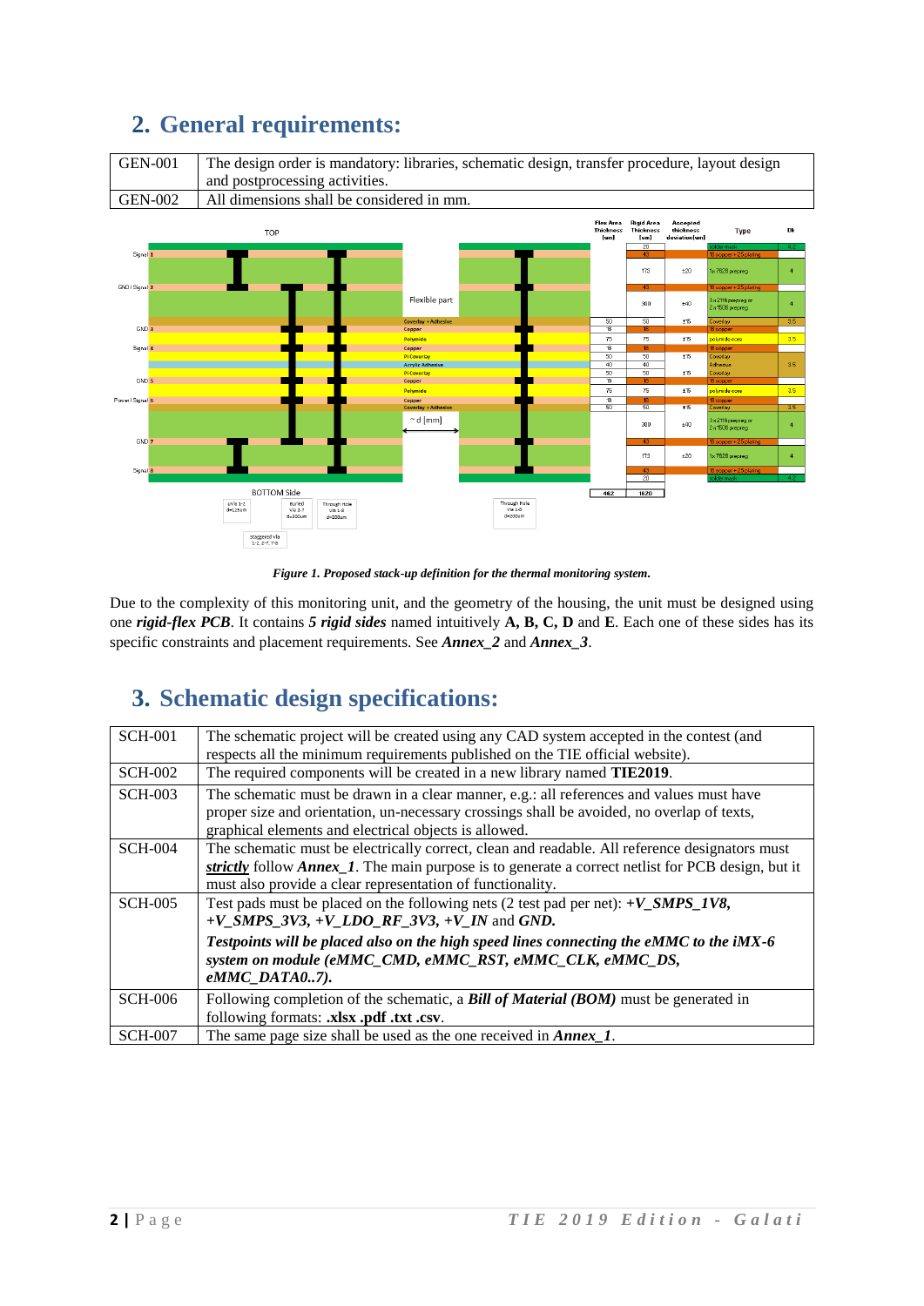## 2. General requirements:

| | |
|---|---|
| GEN-001 | The design order is mandatory: libraries, schematic design, transfer procedure, layout design and postprocessing activities. |
| GEN-002 | All dimensions shall be considered in mm. |

*Figure 1. Proposed stack-up definition for the thermal monitoring system.*

Due to the complexity of this monitoring unit, and the geometry of the housing, the unit must be designed using one ***rigid-flex PCB***. It contains ***5 rigid sides*** named intuitively **A, B, C, D** and **E**. Each one of these sides has its specific constraints and placement requirements. See ***Annex_2*** and ***Annex_3***.

## 3. Schematic design specifications:

| | |
|---|---|
| SCH-001 | The schematic project will be created using any CAD system accepted in the contest (and respects all the minimum requirements published on the TIE official website). |
| SCH-002 | The required components will be created in a new library named **TIE2019**. |
| SCH-003 | The schematic must be drawn in a clear manner, e.g.: all references and values must have proper size and orientation, un-necessary crossings shall be avoided, no overlap of texts, graphical elements and electrical objects is allowed. |
| SCH-004 | The schematic must be electrically correct, clean and readable. All reference designators must ***strictly*** follow ***Annex_1***. The main purpose is to generate a correct netlist for PCB design, but it must also provide a clear representation of functionality. |
| SCH-005 | Test pads must be placed on the following nets (2 test pad per net): ***+V_SMPS_1V8, +V_SMPS_3V3, +V_LDO_RF_3V3, +V_IN*** and ***GND.*** <br><br> ***Testpoints will be placed also on the high speed lines connecting the eMMC to the iMX-6 system on module (eMMC_CMD, eMMC_RST, eMMC_CLK, eMMC_DS, eMMC_DATA0..7).*** |
| SCH-006 | Following completion of the schematic, a ***Bill of Material (BOM)*** must be generated in following formats: **.xlsx .pdf .txt .csv**. |
| SCH-007 | The same page size shall be used as the one received in ***Annex_1***. |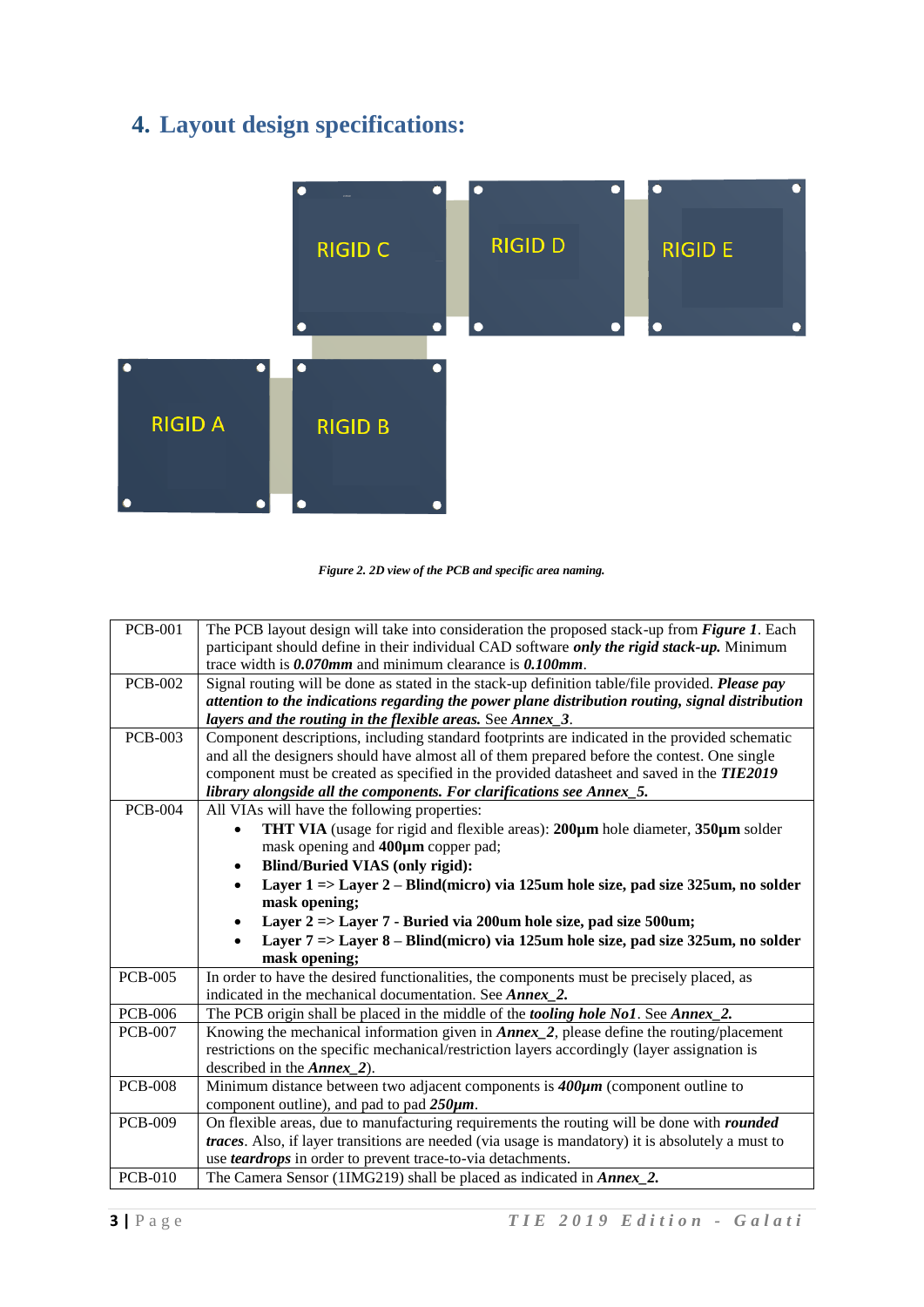## 4. Layout design specifications:

RIGID C

RIGID D

RIGID E

RIGID A

RIGID B

*Figure 2. 2D view of the PCB and specific area naming.*

| | |
|---|---|
| PCB-001 | The PCB layout design will take into consideration the proposed stack-up from ***Figure 1***. Each participant should define in their individual CAD software ***only the rigid stack-up.*** Minimum trace width is ***0.070mm*** and minimum clearance is ***0.100mm***. |
| PCB-002 | Signal routing will be done as stated in the stack-up definition table/file provided. ***Please pay attention to the indications regarding the power plane distribution routing, signal distribution layers and the routing in the flexible areas.*** See ***Annex_3***. |
| PCB-003 | Component descriptions, including standard footprints are indicated in the provided schematic and all the designers should have almost all of them prepared before the contest. One single component must be created as specified in the provided datasheet and saved in the ***TIE2019 library alongside all the components. For clarifications see Annex_5.*** |
| PCB-004 | All VIAs will have the following properties:<br>• **THT VIA** (usage for rigid and flexible areas): **200µm** hole diameter, **350µm** solder mask opening and **400µm** copper pad;<br>• **Blind/Buried VIAS (only rigid):**<br>• **Layer 1 => Layer 2 – Blind(micro) via 125um hole size, pad size 325um, no solder mask opening;**<br>• **Layer 2 => Layer 7 - Buried via 200um hole size, pad size 500um;**<br>• **Layer 7 => Layer 8 – Blind(micro) via 125um hole size, pad size 325um, no solder mask opening;** |
| PCB-005 | In order to have the desired functionalities, the components must be precisely placed, as indicated in the mechanical documentation. See ***Annex_2.*** |
| PCB-006 | The PCB origin shall be placed in the middle of the ***tooling hole No1***. See ***Annex_2.*** |
| PCB-007 | Knowing the mechanical information given in ***Annex_2***, please define the routing/placement restrictions on the specific mechanical/restriction layers accordingly (layer assignation is described in the ***Annex_2***). |
| PCB-008 | Minimum distance between two adjacent components is ***400µm*** (component outline to component outline), and pad to pad ***250µm***. |
| PCB-009 | On flexible areas, due to manufacturing requirements the routing will be done with ***rounded traces***. Also, if layer transitions are needed (via usage is mandatory) it is absolutely a must to use ***teardrops*** in order to prevent trace-to-via detachments. |
| PCB-010 | The Camera Sensor (1IMG219) shall be placed as indicated in ***Annex_2.*** |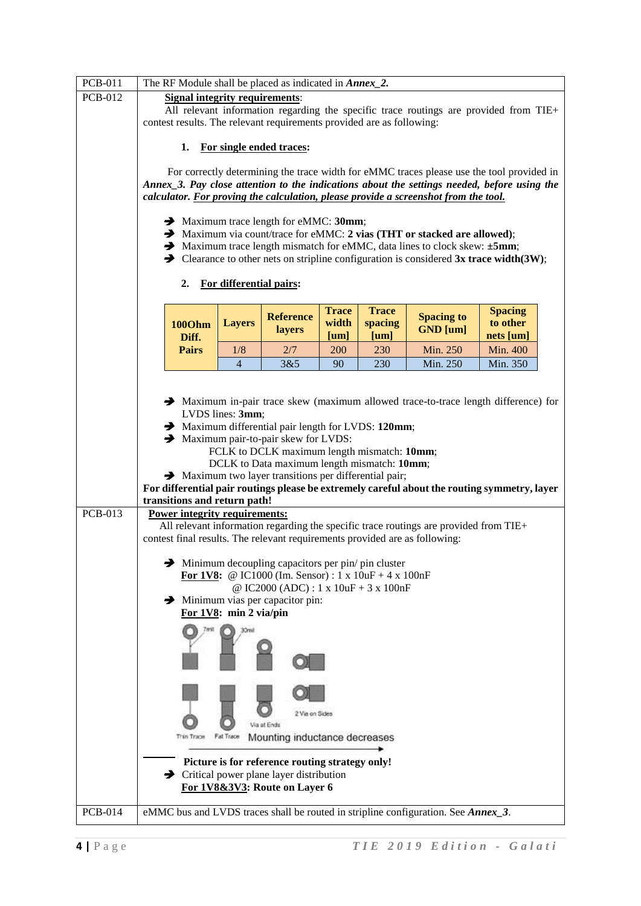| | |
|---|---|
| PCB-011 | The RF Module shall be placed as indicated in ***Annex_2.*** |

PCB-012

**Signal integrity requirements**:

All relevant information regarding the specific trace routings are provided from TIE+ contest results. The relevant requirements provided are as following:

1. **For single ended traces:**

For correctly determining the trace width for eMMC traces please use the tool provided in ***Annex_3. Pay close attention to the indications about the settings needed, before using the calculator. For proving the calculation, please provide a screenshot from the tool.***

- Maximum trace length for eMMC: **30mm**;
- Maximum via count/trace for eMMC: **2 vias (THT or stacked are allowed)**;
- Maximum trace length mismatch for eMMC, data lines to clock skew: **±5mm**;
- Clearance to other nets on stripline configuration is considered **3x trace width(3W)**;

2. **For differential pairs:**

| 100Ohm Diff. Pairs | Layers | Reference layers | Trace width [um] | Trace spacing [um] | Spacing to GND [um] | Spacing to other nets [um] |
|---|---|---|---|---|---|---|
| | 1/8 | 2/7 | 200 | 230 | Min. 250 | Min. 400 |
| | 4 | 3&5 | 90 | 230 | Min. 250 | Min. 350 |

- Maximum in-pair trace skew (maximum allowed trace-to-trace length difference) for LVDS lines: **3mm**;
- Maximum differential pair length for LVDS: **120mm**;
- Maximum pair-to-pair skew for LVDS:
  - FCLK to DCLK maximum length mismatch: **10mm**;
  - DCLK to Data maximum length mismatch: **10mm**;
- Maximum two layer transitions per differential pair;

**For differential pair routings please be extremely careful about the routing symmetry, layer transitions and return path!**

PCB-013

**Power integrity requirements:**

All relevant information regarding the specific trace routings are provided from TIE+ contest final results. The relevant requirements provided are as following:

- Minimum decoupling capacitors per pin/ pin cluster

  **For 1V8:** @ IC1000 (Im. Sensor) : 1 x 10uF + 4 x 100nF

  @ IC2000 (ADC) : 1 x 10uF + 3 x 100nF

- Minimum vias per capacitor pin:

  **For 1V8: min 2 via/pin**

7mil 30mil

Thin Trace Fat Trace Via at Ends 2 Via on Sides

Mounting inductance decreases

**Picture is for reference routing strategy only!**

- Critical power plane layer distribution

  **For 1V8&3V3: Route on Layer 6**

| | |
|---|---|
| PCB-014 | eMMC bus and LVDS traces shall be routed in stripline configuration. See ***Annex_3***. |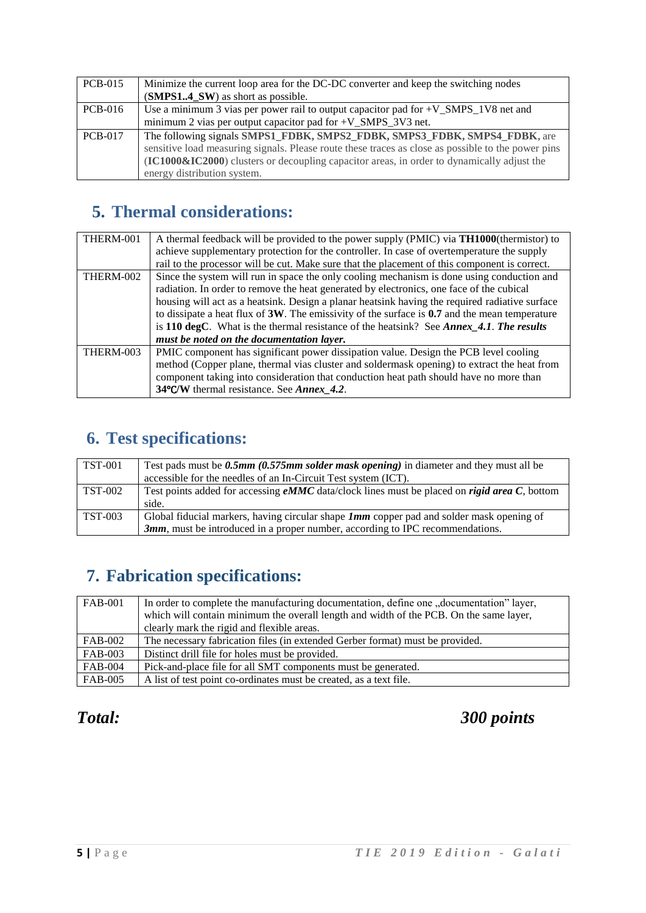| | |
|---|---|
| PCB-015 | Minimize the current loop area for the DC-DC converter and keep the switching nodes (**SMPS1..4_SW**) as short as possible. |
| PCB-016 | Use a minimum 3 vias per power rail to output capacitor pad for +V_SMPS_1V8 net and minimum 2 vias per output capacitor pad for +V_SMPS_3V3 net. |
| PCB-017 | The following signals **SMPS1_FDBK, SMPS2_FDBK, SMPS3_FDBK, SMPS4_FDBK**, are sensitive load measuring signals. Please route these traces as close as possible to the power pins (**IC1000&IC2000**) clusters or decoupling capacitor areas, in order to dynamically adjust the energy distribution system. |

## 5. Thermal considerations:

| | |
|---|---|
| THERM-001 | A thermal feedback will be provided to the power supply (PMIC) via **TH1000**(thermistor) to achieve supplementary protection for the controller. In case of overtemperature the supply rail to the processor will be cut. Make sure that the placement of this component is correct. |
| THERM-002 | Since the system will run in space the only cooling mechanism is done using conduction and radiation. In order to remove the heat generated by electronics, one face of the cubical housing will act as a heatsink. Design a planar heatsink having the required radiative surface to dissipate a heat flux of **3W**. The emissivity of the surface is **0.7** and the mean temperature is **110 degC**. What is the thermal resistance of the heatsink? See ***Annex_4.1***. ***The results must be noted on the documentation layer.*** |
| THERM-003 | PMIC component has significant power dissipation value. Design the PCB level cooling method (Copper plane, thermal vias cluster and soldermask opening) to extract the heat from component taking into consideration that conduction heat path should have no more than **34℃/W** thermal resistance. See ***Annex_4.2***. |

## 6. Test specifications:

| | |
|---|---|
| TST-001 | Test pads must be ***0.5mm (0.575mm solder mask opening)*** in diameter and they must all be accessible for the needles of an In-Circuit Test system (ICT). |
| TST-002 | Test points added for accessing ***eMMC*** data/clock lines must be placed on ***rigid area C***, bottom side. |
| TST-003 | Global fiducial markers, having circular shape ***1mm*** copper pad and solder mask opening of ***3mm***, must be introduced in a proper number, according to IPC recommendations. |

## 7. Fabrication specifications:

| | |
|---|---|
| FAB-001 | In order to complete the manufacturing documentation, define one „documentation" layer, which will contain minimum the overall length and width of the PCB. On the same layer, clearly mark the rigid and flexible areas. |
| FAB-002 | The necessary fabrication files (in extended Gerber format) must be provided. |
| FAB-003 | Distinct drill file for holes must be provided. |
| FAB-004 | Pick-and-place file for all SMT components must be generated. |
| FAB-005 | A list of test point co-ordinates must be created, as a text file. |

***Total:*** ***300 points***